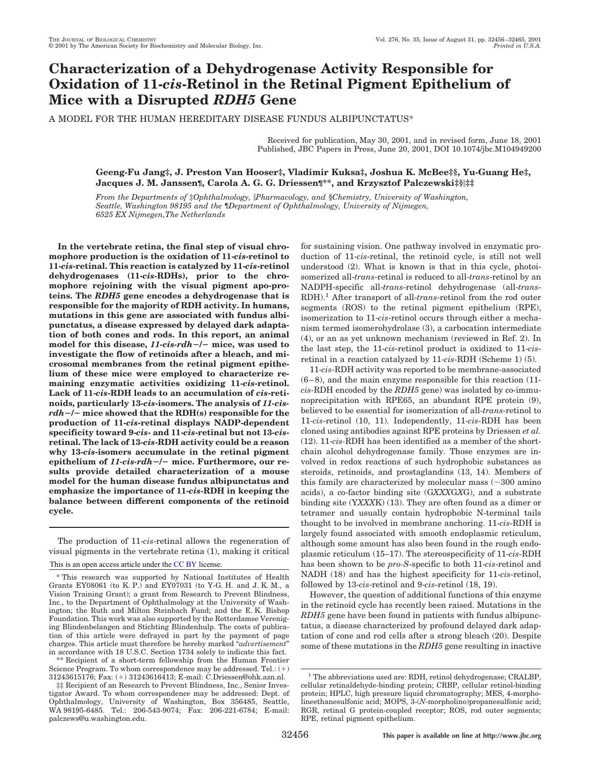# Characterization of a Dehydrogenase Activity Responsible for Oxidation of 11-*cis*-Retinol in the Retinal Pigment Epithelium of Mice with a Disrupted *RDH5* Gene

A MODEL FOR THE HUMAN HEREDITARY DISEASE FUNDUS ALBIPUNCTATUS*

Received for publication, May 30, 2001, and in revised form, June 18, 2001
Published, JBC Papers in Press, June 20, 2001, DOI 10.1074/jbc.M104949200

**Geeng-Fu Jang‡, J. Preston Van Hooser‡, Vladimir Kuksa‡, Joshua K. McBee‡§, Yu-Guang He‡, Jacques J. M. Janssen¶, Carola A. G. G. Driessen¶**, and Krzysztof Palczewski‡§‖‡‡**

*From the Departments of ‡Ophthalmology, ‖Pharmacology, and §Chemistry, University of Washington, Seattle, Washington 98195 and the ¶Department of Ophthalmology, University of Nijmegen, 6525 EX Nijmegen,The Netherlands*

**In the vertebrate retina, the final step of visual chromophore production is the oxidation of 11-*cis*-retinol to 11-*cis*-retinal. This reaction is catalyzed by 11-*cis*-retinol dehydrogenases (11-*cis*-RDHs), prior to the chromophore rejoining with the visual pigment apo-proteins. The *RDH5* gene encodes a dehydrogenase that is responsible for the majority of RDH activity. In humans, mutations in this gene are associated with fundus albipunctatus, a disease expressed by delayed dark adaptation of both cones and rods. In this report, an animal model for this disease, *11-cis-rdh−/−* mice, was used to investigate the flow of retinoids after a bleach, and microsomal membranes from the retinal pigment epithelium of these mice were employed to characterize remaining enzymatic activities oxidizing 11-*cis*-retinol. Lack of 11-*cis*-RDH leads to an accumulation of *cis*-retinoids, particularly 13-*cis*-isomers. The analysis of *11-cis-rdh−/−* mice showed that the RDH(s) responsible for the production of 11-*cis*-retinal displays NADP-dependent specificity toward 9-*cis*- and 11-*cis*-retinal but not 13-*cis*-retinal. The lack of 13-*cis*-RDH activity could be a reason why 13-*cis*-isomers accumulate in the retinal pigment epithelium of *11-cis-rdh−/−* mice. Furthermore, our results provide detailed characterization of a mouse model for the human disease fundus albipunctatus and emphasize the importance of 11-*cis*-RDH in keeping the balance between different components of the retinoid cycle.**

The production of 11-*cis*-retinal allows the regeneration of visual pigments in the vertebrate retina (1), making it critical for sustaining vision. One pathway involved in enzymatic production of 11-*cis*-retinal, the retinoid cycle, is still not well understood (2). What is known is that in this cycle, photoisomerized all-*trans*-retinal is reduced to all-*trans*-retinol by an NADPH-specific all-*trans*-retinol dehydrogenase (all-*trans*-RDH).[1] After transport of all-*trans*-retinol from the rod outer segments (ROS) to the retinal pigment epithelium (RPE), isomerization to 11-*cis*-retinol occurs through either a mechanism termed isomerohydrolase (3), a carbocation intermediate (4), or an as yet unknown mechanism (reviewed in Ref. 2). In the last step, the 11-*cis*-retinol product is oxidized to 11-*cis*-retinal in a reaction catalyzed by 11-*cis*-RDH (Scheme 1) (5).

11-*cis*-RDH activity was reported to be membrane-associated (6–8), and the main enzyme responsible for this reaction (11-*cis*-RDH encoded by the *RDH5* gene) was isolated by co-immunoprecipitation with RPE65, an abundant RPE protein (9), believed to be essential for isomerization of all-*trans*-retinol to 11-*cis*-retinol (10, 11). Independently, 11-*cis*-RDH has been cloned using antibodies against RPE proteins by Driessen *et al.* (12). 11-*cis*-RDH has been identified as a member of the short-chain alcohol dehydrogenase family. Those enzymes are involved in redox reactions of such hydrophobic substances as steroids, retinoids, and prostaglandins (13, 14). Members of this family are characterized by molecular mass (~300 amino acids), a co-factor binding site (G*XXX*G*X*G), and a substrate binding site (Y*XXX*K) (13). They are often found as a dimer or tetramer and usually contain hydrophobic N-terminal tails thought to be involved in membrane anchoring. 11-*cis*-RDH is largely found associated with smooth endoplasmic reticulum, although some amount has also been found in the rough endoplasmic reticulum (15–17). The stereospecificity of 11-*cis*-RDH has been shown to be *pro-S*-specific to both 11-*cis*-retinol and NADH (18) and has the highest specificity for 11-*cis*-retinol, followed by 13-*cis*-retinol and 9-*cis*-retinol (18, 19).

However, the question of additional functions of this enzyme in the retinoid cycle has recently been raised. Mutations in the *RDH5* gene have been found in patients with fundus albipunctatus, a disease characterized by profound delayed dark adaptation of cone and rod cells after a strong bleach (20). Despite some of these mutations in the *RDH5* gene resulting in inactive

This is an open access article under the CC BY license.

* This research was supported by National Institutes of Health Grants EY08061 (to K. P.) and EY07031 (to Y-G. H. and J. K. M., a Vision Training Grant); a grant from Research to Prevent Blindness, Inc., to the Department of Ophthalmology at the University of Washington; the Ruth and Milton Steinbach Fund; and the E. K. Bishop Foundation. This work was also supported by the Rotterdamse Vereniging Blindenbelangen and Stichting Blindenhulp. The costs of publication of this article were defrayed in part by the payment of page charges. This article must therefore be hereby marked "*advertisement*" in accordance with 18 U.S.C. Section 1734 solely to indicate this fact.

** Recipient of a short-term fellowship from the Human Frontier Science Program. To whom correspondence may be addressed. Tel.: (+) 31243615176; Fax: (+) 31243616413; E-mail: C.Driessen@ohk.azn.nl.

‡‡ Recipient of an Research to Prevent Blindness, Inc., Senior Investigator Award. To whom correspondence may be addressed: Dept. of Ophthalmology, University of Washington, Box 356485, Seattle, WA 98195-6485. Tel.: 206-543-9074; Fax: 206-221-6784; E-mail: palczews@u.washington.edu.

[1] The abbreviations used are: RDH, retinol dehydrogenase; CRALBP, cellular retinaldehyde-binding protein; CRBP, cellular retinol-binding protein; HPLC, high pressure liquid chromatography; MES, 4-morpholineethanesulfonic acid; MOPS, 3-(*N*-morpholino)propanesulfonic acid; RGR, retinal G protein-coupled receptor; ROS, rod outer segments; RPE, retinal pigment epithelium.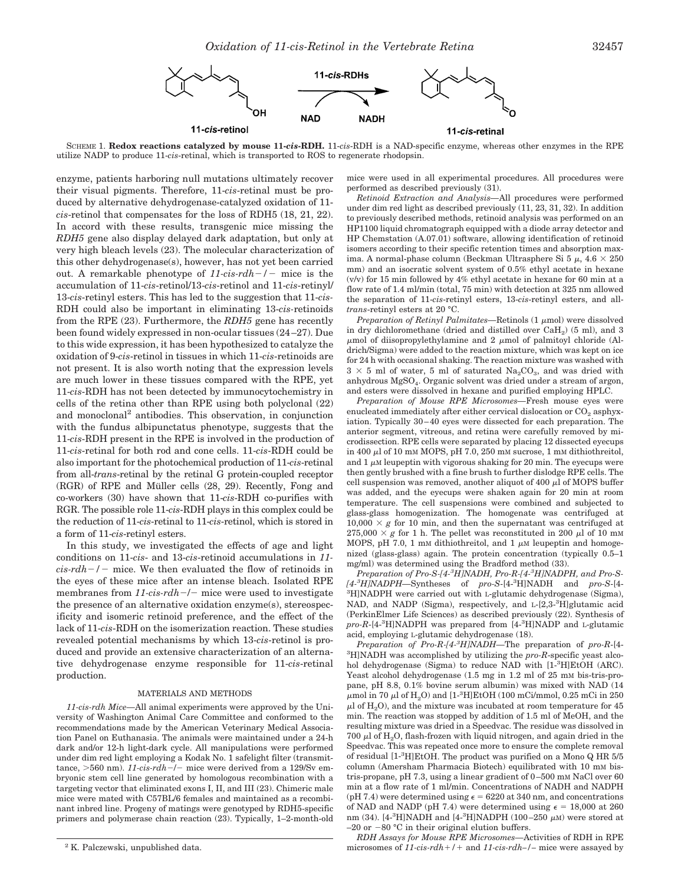11-*cis*-retinol → 11-*cis*-retinal (11-*cis*-RDHs; NAD → NADH)

SCHEME 1. **Redox reactions catalyzed by mouse 11-*cis*-RDH.** 11-*cis*-RDH is a NAD-specific enzyme, whereas other enzymes in the RPE utilize NADP to produce 11-*cis*-retinal, which is transported to ROS to regenerate rhodopsin.

enzyme, patients harboring null mutations ultimately recover their visual pigments. Therefore, 11-*cis*-retinal must be produced by alternative dehydrogenase-catalyzed oxidation of 11-*cis*-retinol that compensates for the loss of RDH5 (18, 21, 22). In accord with these results, transgenic mice missing the *RDH5* gene also display delayed dark adaptation, but only at very high bleach levels (23). The molecular characterization of this other dehydrogenase(s), however, has not yet been carried out. A remarkable phenotype of *11-cis-rdh*−/− mice is the accumulation of 11-*cis*-retinol/13-*cis*-retinol and 11-*cis*-retinyl/13-*cis*-retinyl esters. This has led to the suggestion that 11-*cis*-RDH could also be important in eliminating 13-*cis*-retinoids from the RPE (23). Furthermore, the *RDH5* gene has recently been found widely expressed in non-ocular tissues (24–27). Due to this wide expression, it has been hypothesized to catalyze the oxidation of 9-*cis*-retinol in tissues in which 11-*cis*-retinoids are not present. It is also worth noting that the expression levels are much lower in these tissues compared with the RPE, yet 11-*cis*-RDH has not been detected by immunocytochemistry in cells of the retina other than RPE using both polyclonal (22) and monoclonal[2] antibodies. This observation, in conjunction with the fundus albipunctatus phenotype, suggests that the 11-*cis*-RDH present in the RPE is involved in the production of 11-*cis*-retinal for both rod and cone cells. 11-*cis*-RDH could be also important for the photochemical production of 11-*cis*-retinal from all-*trans*-retinal by the retinal G protein-coupled receptor (RGR) of RPE and Müller cells (28, 29). Recently, Fong and co-workers (30) have shown that 11-*cis*-RDH co-purifies with RGR. The possible role 11-*cis*-RDH plays in this complex could be the reduction of 11-*cis*-retinal to 11-*cis*-retinol, which is stored in a form of 11-*cis*-retinyl esters.

In this study, we investigated the effects of age and light conditions on 11-*cis*- and 13-*cis*-retinoid accumulations in *11-cis-rdh*−/− mice. We then evaluated the flow of retinoids in the eyes of these mice after an intense bleach. Isolated RPE membranes from *11-cis-rdh*−/− mice were used to investigate the presence of an alternative oxidation enzyme(s), stereospecificity and isomeric retinoid preference, and the effect of the lack of 11-*cis*-RDH on the isomerization reaction. These studies revealed potential mechanisms by which 13-*cis*-retinol is produced and provide an extensive characterization of an alternative dehydrogenase enzyme responsible for 11-*cis*-retinal production.

## MATERIALS AND METHODS

*11-cis-rdh Mice*—All animal experiments were approved by the University of Washington Animal Care Committee and conformed to the recommendations made by the American Veterinary Medical Association Panel on Euthanasia. The animals were maintained under a 24-h dark and/or 12-h light-dark cycle. All manipulations were performed under dim red light employing a Kodak No. 1 safelight filter (transmittance, >560 nm). *11-cis-rdh*−/− mice were derived from a 129/Sv embryonic stem cell line generated by homologous recombination with a targeting vector that eliminated exons I, II, and III (23). Chimeric male mice were mated with C57BL/6 females and maintained as a recombinant inbred line. Progeny of matings were genotyped by RDH5-specific primers and polymerase chain reaction (23). Typically, 1–2-month-old mice were used in all experimental procedures. All procedures were performed as described previously (31).

*Retinoid Extraction and Analysis*—All procedures were performed under dim red light as described previously (11, 23, 31, 32). In addition to previously described methods, retinoid analysis was performed on an HP1100 liquid chromatograph equipped with a diode array detector and HP Chemstation (A.07.01) software, allowing identification of retinoid isomers according to their specific retention times and absorption maxima. A normal-phase column (Beckman Ultrasphere Si 5 μ, 4.6 × 250 mm) and an isocratic solvent system of 0.5% ethyl acetate in hexane (v/v) for 15 min followed by 4% ethyl acetate in hexane for 60 min at a flow rate of 1.4 ml/min (total, 75 min) with detection at 325 nm allowed the separation of 11-*cis*-retinyl esters, 13-*cis*-retinyl esters, and all-*trans*-retinyl esters at 20 °C.

*Preparation of Retinyl Palmitates*—Retinols (1 μmol) were dissolved in dry dichloromethane (dried and distilled over $CaH_2$) (5 ml), and 3 μmol of diisopropylethylamine and 2 μmol of palmitoyl chloride (Aldrich/Sigma) were added to the reaction mixture, which was kept on ice for 24 h with occasional shaking. The reaction mixture was washed with 3 × 5 ml of water, 5 ml of saturated $Na_2CO_3$, and was dried with anhydrous $MgSO_4$. Organic solvent was dried under a stream of argon, and esters were dissolved in hexane and purified employing HPLC.

*Preparation of Mouse RPE Microsomes*—Fresh mouse eyes were enucleated immediately after either cervical dislocation or $CO_2$ asphyxiation. Typically 30–40 eyes were dissected for each preparation. The anterior segment, vitreous, and retina were carefully removed by microdissection. RPE cells were separated by placing 12 dissected eyecups in 400 μl of 10 mM MOPS, pH 7.0, 250 mM sucrose, 1 mM dithiothreitol, and 1 μM leupeptin with vigorous shaking for 20 min. The eyecups were then gently brushed with a fine brush to further dislodge RPE cells. The cell suspension was removed, another aliquot of 400 μl of MOPS buffer was added, and the eyecups were shaken again for 20 min at room temperature. The cell suspensions were combined and subjected to glass-glass homogenization. The homogenate was centrifuged at 10,000 × *g* for 10 min, and then the supernatant was centrifuged at 275,000 × *g* for 1 h. The pellet was reconstituted in 200 μl of 10 mM MOPS, pH 7.0, 1 mM dithiothreitol, and 1 μM leupeptin and homogenized (glass-glass) again. The protein concentration (typically 0.5–1 mg/ml) was determined using the Bradford method (33).

*Preparation of Pro-S-[4-³H]NADH, Pro-R-[4-³H]NADPH, and Pro-S-[4-³H]NADPH*—Syntheses of *pro-S*-[4-³H]NADH and *pro-S*-[4-³H]NADPH were carried out with L-glutamic dehydrogenase (Sigma), NAD, and NADP (Sigma), respectively, and L-[2,3-³H]glutamic acid (PerkinElmer Life Sciences) as described previously (22). Synthesis of *pro-R*-[4-³H]NADPH was prepared from [4-³H]NADP and L-glutamic acid, employing L-glutamic dehydrogenase (18).

*Preparation of Pro-R-[4-³H]NADH*—The preparation of *pro-R*-[4-³H]NADH was accomplished by utilizing the *pro-R*-specific yeast alcohol dehydrogenase (Sigma) to reduce NAD with [1-³H]EtOH (ARC). Yeast alcohol dehydrogenase (1.5 mg in 1.2 ml of 25 mM bis-tris-propane, pH 8.8, 0.1% bovine serum albumin) was mixed with NAD (14 μmol in 70 μl of $H_2O$) and [1-³H]EtOH (100 mCi/mmol, 0.25 mCi in 250 μl of $H_2O$), and the mixture was incubated at room temperature for 45 min. The reaction was stopped by addition of 1.5 ml of MeOH, and the resulting mixture was dried in a Speedvac. The residue was dissolved in 700 μl of $H_2O$, flash-frozen with liquid nitrogen, and again dried in the Speedvac. This was repeated once more to ensure the complete removal of residual [1-³H]EtOH. The product was purified on a Mono Q HR 5/5 column (Amersham Pharmacia Biotech) equilibrated with 10 mM bis-tris-propane, pH 7.3, using a linear gradient of 0–500 mM NaCl over 60 min at a flow rate of 1 ml/min. Concentrations of NADH and NADPH (pH 7.4) were determined using $\epsilon = 6220$ at 340 nm, and concentrations of NAD and NADP (pH 7.4) were determined using $\epsilon = 18{,}000$ at 260 nm (34). [4-³H]NADH and [4-³H]NADPH (100–250 μM) were stored at −20 or −80 °C in their original elution buffers.

*RDH Assays for Mouse RPE Microsomes*—Activities of RDH in RPE microsomes of *11-cis-rdh*+/+ and *11-cis-rdh*−/− mice were assayed by

[2] K. Palczewski, unpublished data.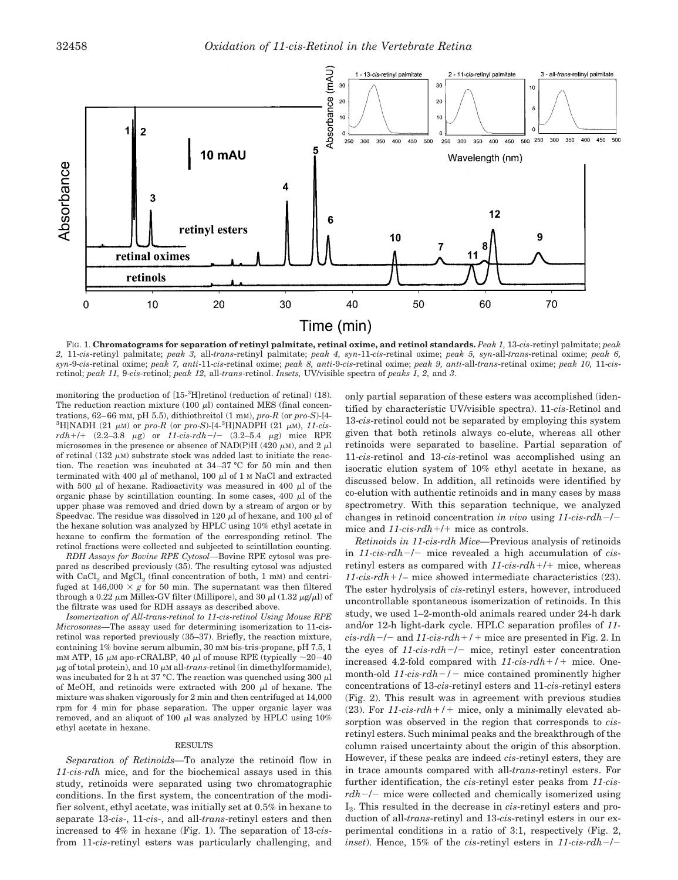FIG. 1. **Chromatograms for separation of retinyl palmitate, retinal oxime, and retinol standards.** *Peak 1,* 13-*cis*-retinyl palmitate; *peak 2,* 11-*cis*-retinyl palmitate; *peak 3,* all-*trans*-retinyl palmitate; *peak 4, syn*-11-*cis*-retinal oxime; *peak 5, syn*-all-*trans*-retinal oxime; *peak 6, syn*-9-*cis*-retinal oxime; *peak 7, anti*-11-*cis*-retinal oxime; *peak 8, anti*-9-*cis*-retinal oxime; *peak 9, anti*-all-*trans*-retinal oxime; *peak 10,* 11-*cis*-retinol; *peak 11,* 9-*cis*-retinol; *peak 12,* all-*trans*-retinol. *Insets,* UV/visible spectra of *peaks 1, 2,* and *3*.

monitoring the production of [15-$^3$H]retinol (reduction of retinal) (18). The reduction reaction mixture (100 μl) contained MES (final concentrations, 62–66 mM, pH 5.5), dithiothreitol (1 mM), *pro-R* (or *pro-S*)-[4-$^3$H]NADH (21 μM) or *pro-R* (or *pro-S*)-[4-$^3$H]NADPH (21 μM), *11-cis-rdh+/+* (2.2–3.8 μg) or *11-cis-rdh−/−* (3.2–5.4 μg) mice RPE microsomes in the presence or absence of NAD(P)H (420 μM), and 2 μl of retinal (132 μM) substrate stock was added last to initiate the reaction. The reaction was incubated at 34–37 °C for 50 min and then terminated with 400 μl of methanol, 100 μl of 1 M NaCl and extracted with 500 μl of hexane. Radioactivity was measured in 400 μl of the organic phase by scintillation counting. In some cases, 400 μl of the upper phase was removed and dried down by a stream of argon or by Speedvac. The residue was dissolved in 120 μl of hexane, and 100 μl of the hexane solution was analyzed by HPLC using 10% ethyl acetate in hexane to confirm the formation of the corresponding retinol. The retinol fractions were collected and subjected to scintillation counting.

*RDH Assays for Bovine RPE Cytosol*—Bovine RPE cytosol was prepared as described previously (35). The resulting cytosol was adjusted with $CaCl_2$ and $MgCl_2$ (final concentration of both, 1 mM) and centrifuged at 146,000 × *g* for 50 min. The supernatant was then filtered through a 0.22 μm Millex-GV filter (Millipore), and 30 μl (1.32 μg/μl) of the filtrate was used for RDH assays as described above.

*Isomerization of All-trans-retinol to 11-cis-retinol Using Mouse RPE Microsomes*—The assay used for determining isomerization to 11-cis-retinol was reported previously (35–37). Briefly, the reaction mixture, containing 1% bovine serum albumin, 30 mM bis-tris-propane, pH 7.5, 1 mM ATP, 15 μM apo-rCRALBP, 40 μl of mouse RPE (typically ~20–40 μg of total protein), and 10 μM all-*trans*-retinol (in dimethylformamide), was incubated for 2 h at 37 °C. The reaction was quenched using 300 μl of MeOH, and retinoids were extracted with 200 μl of hexane. The mixture was shaken vigorously for 2 min and then centrifuged at 14,000 rpm for 4 min for phase separation. The upper organic layer was removed, and an aliquot of 100 μl was analyzed by HPLC using 10% ethyl acetate in hexane.

## RESULTS

*Separation of Retinoids*—To analyze the retinoid flow in *11-cis-rdh* mice, and for the biochemical assays used in this study, retinoids were separated using two chromatographic conditions. In the first system, the concentration of the modifier solvent, ethyl acetate, was initially set at 0.5% in hexane to separate 13-*cis*-, 11-*cis*-, and all-*trans*-retinyl esters and then increased to 4% in hexane (Fig. 1). The separation of 13-*cis*- from 11-*cis*-retinyl esters was particularly challenging, and only partial separation of these esters was accomplished (identified by characteristic UV/visible spectra). 11-*cis*-Retinol and 13-*cis*-retinol could not be separated by employing this system given that both retinols always co-elute, whereas all other retinoids were separated to baseline. Partial separation of 11-*cis*-retinol and 13-*cis*-retinol was accomplished using an isocratic elution system of 10% ethyl acetate in hexane, as discussed below. In addition, all retinoids were identified by co-elution with authentic retinoids and in many cases by mass spectrometry. With this separation technique, we analyzed changes in retinoid concentration *in vivo* using *11-cis-rdh−/−* mice and *11-cis-rdh+/+* mice as controls.

*Retinoids in 11-cis-rdh Mice*—Previous analysis of retinoids in *11-cis-rdh−/−* mice revealed a high accumulation of *cis*-retinyl esters as compared with *11-cis-rdh+/+* mice, whereas *11-cis-rdh+/−* mice showed intermediate characteristics (23). The ester hydrolysis of *cis*-retinyl esters, however, introduced uncontrollable spontaneous isomerization of retinoids. In this study, we used 1–2-month-old animals reared under 24-h dark and/or 12-h light-dark cycle. HPLC separation profiles of *11-cis-rdh−/−* and *11-cis-rdh+/+* mice are presented in Fig. 2. In the eyes of *11-cis-rdh−/−* mice, retinyl ester concentration increased 4.2-fold compared with *11-cis-rdh+/+* mice. One-month-old *11-cis-rdh−/−* mice contained prominently higher concentrations of 13-*cis*-retinyl esters and 11-*cis*-retinyl esters (Fig. 2). This result was in agreement with previous studies (23). For *11-cis-rdh+/+* mice, only a minimally elevated absorption was observed in the region that corresponds to *cis*-retinyl esters. Such minimal peaks and the breakthrough of the column raised uncertainty about the origin of this absorption. However, if these peaks are indeed *cis*-retinyl esters, they are in trace amounts compared with all-*trans*-retinyl esters. For further identification, the *cis*-retinyl ester peaks from *11-cis-rdh−/−* mice were collected and chemically isomerized using $I_2$. This resulted in the decrease in *cis*-retinyl esters and production of all-*trans*-retinyl and 13-*cis*-retinyl esters in our experimental conditions in a ratio of 3:1, respectively (Fig. 2, *inset*). Hence, 15% of the *cis*-retinyl esters in *11-cis-rdh−/−*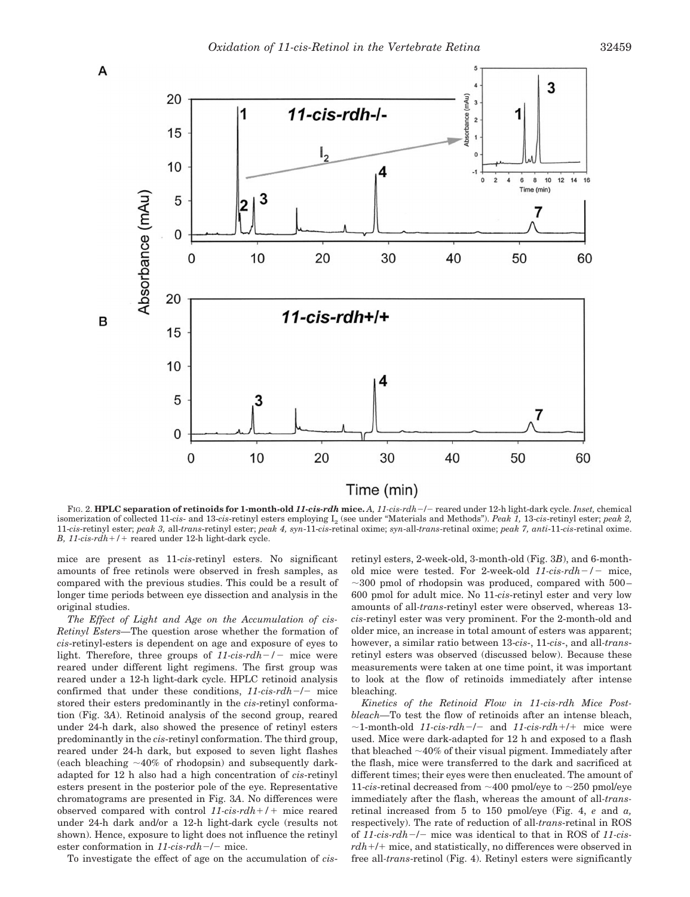FIG. 2. **HPLC separation of retinoids for 1-month-old *11-cis-rdh* mice.** *A, 11-cis-rdh−/−* reared under 12-h light-dark cycle. *Inset,* chemical isomerization of collected 11-*cis*- and 13-*cis*-retinyl esters employing $I_2$ (see under "Materials and Methods"). *Peak 1,* 13-*cis*-retinyl ester; *peak 2,* 11-*cis*-retinyl ester; *peak 3,* all-*trans*-retinyl ester; *peak 4, syn*-11-*cis*-retinal oxime; *syn*-all-*trans*-retinal oxime; *peak 7, anti*-11-*cis*-retinal oxime. *B, 11-cis-rdh+/+* reared under 12-h light-dark cycle.

mice are present as 11-*cis*-retinyl esters. No significant amounts of free retinols were observed in fresh samples, as compared with the previous studies. This could be a result of longer time periods between eye dissection and analysis in the original studies.

*The Effect of Light and Age on the Accumulation of cis-Retinyl Esters*—The question arose whether the formation of *cis*-retinyl-esters is dependent on age and exposure of eyes to light. Therefore, three groups of *11-cis-rdh−/−* mice were reared under different light regimens. The first group was reared under a 12-h light-dark cycle. HPLC retinoid analysis confirmed that under these conditions, *11-cis-rdh−/−* mice stored their esters predominantly in the *cis*-retinyl conformation (Fig. 3*A*). Retinoid analysis of the second group, reared under 24-h dark, also showed the presence of retinyl esters predominantly in the *cis*-retinyl conformation. The third group, reared under 24-h dark, but exposed to seven light flashes (each bleaching ~40% of rhodopsin) and subsequently dark-adapted for 12 h also had a high concentration of *cis*-retinyl esters present in the posterior pole of the eye. Representative chromatograms are presented in Fig. 3*A*. No differences were observed compared with control *11-cis-rdh+/+* mice reared under 24-h dark and/or a 12-h light-dark cycle (results not shown). Hence, exposure to light does not influence the retinyl ester conformation in *11-cis-rdh−/−* mice.

To investigate the effect of age on the accumulation of *cis*-retinyl esters, 2-week-old, 3-month-old (Fig. 3*B*), and 6-month-old mice were tested. For 2-week-old *11-cis-rdh−/−* mice, ~300 pmol of rhodopsin was produced, compared with 500–600 pmol for adult mice. No 11-*cis*-retinyl ester and very low amounts of all-*trans*-retinyl ester were observed, whereas 13-*cis*-retinyl ester was very prominent. For the 2-month-old and older mice, an increase in total amount of esters was apparent; however, a similar ratio between 13-*cis*-, 11-*cis*-, and all-*trans*-retinyl esters was observed (discussed below). Because these measurements were taken at one time point, it was important to look at the flow of retinoids immediately after intense bleaching.

*Kinetics of the Retinoid Flow in 11-cis-rdh Mice Post-bleach*—To test the flow of retinoids after an intense bleach, ~1-month-old *11-cis-rdh−/−* and *11-cis-rdh+/+* mice were used. Mice were dark-adapted for 12 h and exposed to a flash that bleached ~40% of their visual pigment. Immediately after the flash, mice were transferred to the dark and sacrificed at different times; their eyes were then enucleated. The amount of 11-*cis*-retinal decreased from ~400 pmol/eye to ~250 pmol/eye immediately after the flash, whereas the amount of all-*trans*-retinal increased from 5 to 150 pmol/eye (Fig. 4, *e* and *a,* respectively). The rate of reduction of all-*trans*-retinal in ROS of *11-cis-rdh−/−* mice was identical to that in ROS of *11-cis-rdh+/+* mice, and statistically, no differences were observed in free all-*trans*-retinol (Fig. 4). Retinyl esters were significantly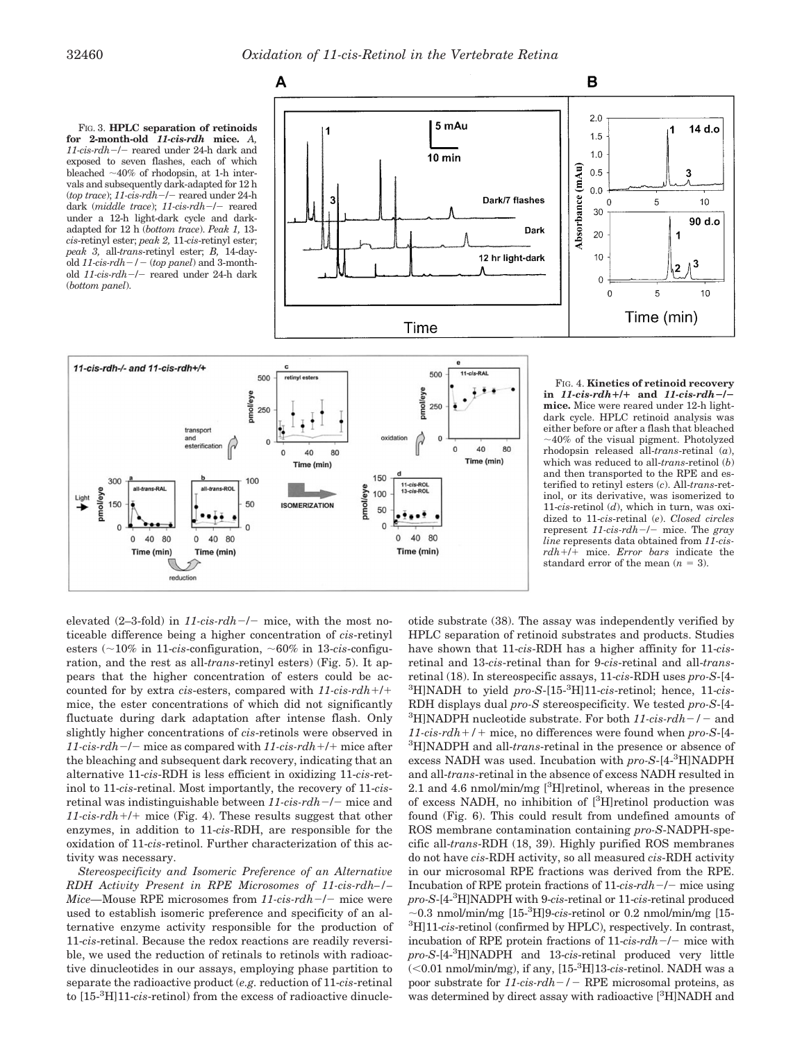FIG. 3. **HPLC separation of retinoids for 2-month-old *11-cis-rdh* mice.** *A*, *11-cis-rdh*−/− reared under 24-h dark and exposed to seven flashes, each of which bleached ~40% of rhodopsin, at 1-h intervals and subsequently dark-adapted for 12 h (*top trace*); *11-cis-rdh*−/− reared under 24-h dark (*middle trace*); *11-cis-rdh*−/− reared under a 12-h light-dark cycle and dark-adapted for 12 h (*bottom trace*). *Peak 1,* 13-*cis*-retinyl ester; *peak 2,* 11-*cis*-retinyl ester; *peak 3,* all-*trans*-retinyl ester; *B,* 14-day-old *11-cis-rdh*−/− (*top panel*) and 3-month-old *11-cis-rdh*−/− reared under 24-h dark (*bottom panel*).

FIG. 4. **Kinetics of retinoid recovery in *11-cis-rdh*+/+ and *11-cis-rdh*−/− mice.** Mice were reared under 12-h light-dark cycle. HPLC retinoid analysis was either before or after a flash that bleached ~40% of the visual pigment. Photolyzed rhodopsin released all-*trans*-retinal (*a*), which was reduced to all-*trans*-retinol (*b*) and then transported to the RPE and esterified to retinyl esters (*c*). All-*trans*-retinol, or its derivative, was isomerized to 11-*cis*-retinol (*d*), which in turn, was oxidized to 11-*cis*-retinal (*e*). *Closed circles* represent *11-cis-rdh*−/− mice. The *gray line* represents data obtained from *11-cis-rdh*+/+ mice. *Error bars* indicate the standard error of the mean ($n$ = 3).

elevated (2–3-fold) in *11-cis-rdh*−/− mice, with the most noticeable difference being a higher concentration of *cis*-retinyl esters (~10% in 11-*cis*-configuration, ~60% in 13-*cis*-configuration, and the rest as all-*trans*-retinyl esters) (Fig. 5). It appears that the higher concentration of esters could be accounted for by extra *cis*-esters, compared with *11-cis-rdh*+/+ mice, the ester concentrations of which did not significantly fluctuate during dark adaptation after intense flash. Only slightly higher concentrations of *cis*-retinols were observed in *11-cis-rdh*−/− mice as compared with *11-cis-rdh*+/+ mice after the bleaching and subsequent dark recovery, indicating that an alternative 11-*cis*-RDH is less efficient in oxidizing 11-*cis*-retinol to 11-*cis*-retinal. Most importantly, the recovery of 11-*cis*-retinal was indistinguishable between *11-cis-rdh*−/− mice and *11-cis-rdh*+/+ mice (Fig. 4). These results suggest that other enzymes, in addition to 11-*cis*-RDH, are responsible for the oxidation of 11-*cis*-retinol. Further characterization of this activity was necessary.

*Stereospecificity and Isomeric Preference of an Alternative RDH Activity Present in RPE Microsomes of 11-cis-rdh*−/− *Mice*—Mouse RPE microsomes from *11-cis-rdh*−/− mice were used to establish isomeric preference and specificity of an alternative enzyme activity responsible for the production of 11-*cis*-retinal. Because the redox reactions are readily reversible, we used the reduction of retinals to retinols with radioactive dinucleotides in our assays, employing phase partition to separate the radioactive product (*e.g.* reduction of 11-*cis*-retinal to [15-$^3$H]11-*cis*-retinol) from the excess of radioactive dinucleotide substrate (38). The assay was independently verified by HPLC separation of retinoid substrates and products. Studies have shown that 11-*cis*-RDH has a higher affinity for 11-*cis*-retinal and 13-*cis*-retinal than for 9-*cis*-retinal and all-*trans*-retinal (18). In stereospecific assays, 11-*cis*-RDH uses *pro-S*-[4-$^3$H]NADH to yield *pro-S*-[15-$^3$H]11-*cis*-retinol; hence, 11-*cis*-RDH displays dual *pro-S* stereospecificity. We tested *pro-S*-[4-$^3$H]NADPH nucleotide substrate. For both *11-cis-rdh*−/− and *11-cis-rdh*+/+ mice, no differences were found when *pro-S*-[4-$^3$H]NADPH and all-*trans*-retinal in the presence or absence of excess NADH was used. Incubation with *pro-S*-[4-$^3$H]NADPH and all-*trans*-retinal in the absence of excess NADH resulted in 2.1 and 4.6 nmol/min/mg [$^3$H]retinol, whereas in the presence of excess NADH, no inhibition of [$^3$H]retinol production was found (Fig. 6). This could result from undefined amounts of ROS membrane contamination containing *pro-S*-NADPH-specific all-*trans*-RDH (18, 39). Highly purified ROS membranes do not have *cis*-RDH activity, so all measured *cis*-RDH activity in our microsomal RPE fractions was derived from the RPE. Incubation of RPE protein fractions of 11-*cis*-*rdh*−/− mice using *pro-S*-[4-$^3$H]NADPH with 9-*cis*-retinal or 11-*cis*-retinal produced ~0.3 nmol/min/mg [15-$^3$H]9-*cis*-retinol or 0.2 nmol/min/mg [15-$^3$H]11-*cis*-retinol (confirmed by HPLC), respectively. In contrast, incubation of RPE protein fractions of 11-*cis*-*rdh*−/− mice with *pro-S*-[4-$^3$H]NADPH and 13-*cis*-retinal produced very little (<0.01 nmol/min/mg), if any, [15-$^3$H]13-*cis*-retinol. NADH was a poor substrate for *11-cis-rdh*−/− RPE microsomal proteins, as was determined by direct assay with radioactive [$^3$H]NADH and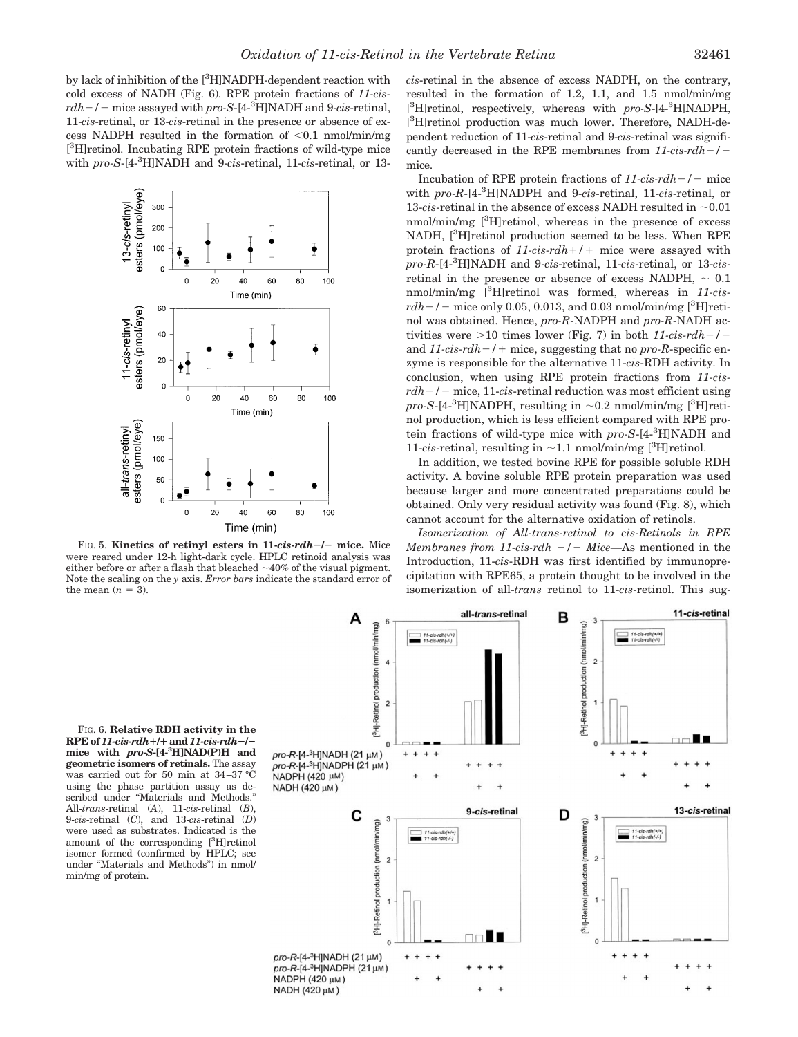by lack of inhibition of the [$^3$H]NADPH-dependent reaction with cold excess of NADH (Fig. 6). RPE protein fractions of *11-cis-rdh−/−* mice assayed with *pro-S*-[4-$^3$H]NADH and 9-*cis*-retinal, 11-*cis*-retinal, or 13-*cis*-retinal in the presence or absence of excess NADPH resulted in the formation of <0.1 nmol/min/mg [$^3$H]retinol. Incubating RPE protein fractions of wild-type mice with *pro-S*-[4-$^3$H]NADH and 9-*cis*-retinal, 11-*cis*-retinal, or 13-*cis*-retinal in the absence of excess NADPH, on the contrary, resulted in the formation of 1.2, 1.1, and 1.5 nmol/min/mg [$^3$H]retinol, respectively, whereas with *pro-S*-[4-$^3$H]NADPH, [$^3$H]retinol production was much lower. Therefore, NADH-dependent reduction of 11-*cis*-retinal and 9-*cis*-retinal was significantly decreased in the RPE membranes from *11-cis-rdh−/−* mice.

**FIG. 5. Kinetics of retinyl esters in *11-cis-rdh−/−* mice.** Mice were reared under 12-h light-dark cycle. HPLC retinoid analysis was either before or after a flash that bleached ~40% of the visual pigment. Note the scaling on the *y* axis. *Error bars* indicate the standard error of the mean (*n* = 3).

Incubation of RPE protein fractions of *11-cis-rdh−/−* mice with *pro-R*-[4-$^3$H]NADPH and 9-*cis*-retinal, 11-*cis*-retinal, or 13-*cis*-retinal in the absence of excess NADH resulted in ~0.01 nmol/min/mg [$^3$H]retinol, whereas in the presence of excess NADH, [$^3$H]retinol production seemed to be less. When RPE protein fractions of *11-cis-rdh+/+* mice were assayed with *pro-R*-[4-$^3$H]NADH and 9-*cis*-retinal, 11-*cis*-retinal, or 13-*cis*-retinal in the presence or absence of excess NADPH, ~ 0.1 nmol/min/mg [$^3$H]retinol was formed, whereas in *11-cis-rdh−/−* mice only 0.05, 0.013, and 0.03 nmol/min/mg [$^3$H]retinol was obtained. Hence, *pro-R*-NADPH and *pro-R*-NADH activities were >10 times lower (Fig. 7) in both *11-cis-rdh−/−* and *11-cis-rdh+/+* mice, suggesting that no *pro-R*-specific enzyme is responsible for the alternative 11-*cis*-RDH activity. In conclusion, when using RPE protein fractions from *11-cis-rdh−/−* mice, 11-*cis*-retinal reduction was most efficient using *pro-S*-[4-$^3$H]NADPH, resulting in ~0.2 nmol/min/mg [$^3$H]retinol production, which is less efficient compared with RPE protein fractions of wild-type mice with *pro-S*-[4-$^3$H]NADH and 11-*cis*-retinal, resulting in ~1.1 nmol/min/mg [$^3$H]retinol.

In addition, we tested bovine RPE for possible soluble RDH activity. A bovine soluble RPE protein preparation was used because larger and more concentrated preparations could be obtained. Only very residual activity was found (Fig. 8), which cannot account for the alternative oxidation of retinols.

*Isomerization of All-trans-retinol to cis-Retinols in RPE Membranes from 11-cis-rdh −/− Mice*—As mentioned in the Introduction, 11-*cis*-RDH was first identified by immunoprecipitation with RPE65, a protein thought to be involved in the isomerization of all-*trans* retinol to 11-*cis*-retinol. This sug-

**FIG. 6. Relative RDH activity in the RPE of *11-cis-rdh+/+* and *11-cis-rdh−/−* mice with *pro-S*-[4-$^3$H]NAD(P)H and geometric isomers of retinals.** The assay was carried out for 50 min at 34–37 °C using the phase partition assay as described under "Materials and Methods." All-*trans*-retinal (*A*), 11-*cis*-retinal (*B*), 9-*cis*-retinal (*C*), and 13-*cis*-retinal (*D*) were used as substrates. Indicated is the amount of the corresponding [$^3$H]retinol isomer formed (confirmed by HPLC; see under "Materials and Methods") in nmol/min/mg of protein.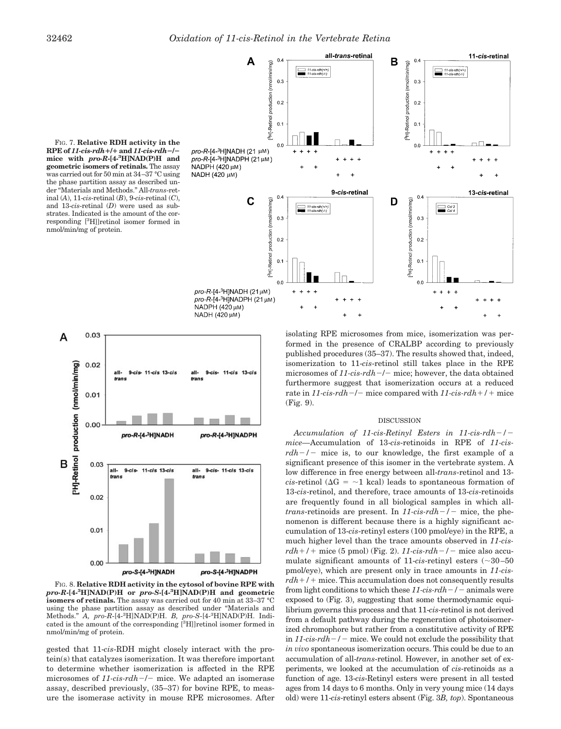FIG. 7. **Relative RDH activity in the RPE of *11-cis-rdh+/+* and *11-cis-rdh−/−* mice with *pro-R*-[4-³H]NAD(P)H and geometric isomers of retinals.** The assay was carried out for 50 min at 34–37 °C using the phase partition assay as described under "Materials and Methods." All-*trans*-retinal (*A*), 11-*cis*-retinal (*B*), 9-*cis*-retinal (*C*), and 13-*cis*-retinal (*D*) were used as substrates. Indicated is the amount of the corresponding [³H]]retinol isomer formed in nmol/min/mg of protein.

FIG. 8. **Relative RDH activity in the cytosol of bovine RPE with *pro-R*-[4-³H]NAD(P)H or *pro-S*-[4-³H]NAD(P)H and geometric isomers of retinals.** The assay was carried out for 40 min at 33–37 °C using the phase partition assay as described under "Materials and Methods." *A*, *pro-R*-[4-³H]NAD(P)H. *B*, *pro-S*-[4-³H]NAD(P)H. Indicated is the amount of the corresponding [³H]]retinol isomer formed in nmol/min/mg of protein.

gested that 11-*cis*-RDH might closely interact with the protein(s) that catalyzes isomerization. It was therefore important to determine whether isomerization is affected in the RPE microsomes of *11-cis-rdh−/−* mice. We adapted an isomerase assay, described previously, (35–37) for bovine RPE, to measure the isomerase activity in mouse RPE microsomes. After isolating RPE microsomes from mice, isomerization was performed in the presence of CRALBP according to previously published procedures (35–37). The results showed that, indeed, isomerization to 11-*cis*-retinol still takes place in the RPE microsomes of *11-cis-rdh−/−* mice; however, the data obtained furthermore suggest that isomerization occurs at a reduced rate in *11-cis-rdh−/−* mice compared with *11-cis-rdh+/+* mice (Fig. 9).

## DISCUSSION

*Accumulation of 11-cis-Retinyl Esters in 11-cis-rdh−/− mice*—Accumulation of 13-*cis*-retinoids in RPE of *11-cis-rdh−/−* mice is, to our knowledge, the first example of a significant presence of this isomer in the vertebrate system. A low difference in free energy between all-*trans*-retinol and 13-*cis*-retinol ($\Delta G = \sim 1$ kcal) leads to spontaneous formation of 13-*cis*-retinol, and therefore, trace amounts of 13-*cis*-retinoids are frequently found in all biological samples in which all-*trans*-retinoids are present. In *11-cis-rdh−/−* mice, the phenomenon is different because there is a highly significant accumulation of 13-*cis*-retinyl esters (100 pmol/eye) in the RPE, a much higher level than the trace amounts observed in *11-cis-rdh+/+* mice (5 pmol) (Fig. 2). *11-cis-rdh−/−* mice also accumulate significant amounts of 11-*cis*-retinyl esters (~30–50 pmol/eye), which are present only in trace amounts in *11-cis-rdh+/+* mice. This accumulation does not consequently results from light conditions to which these *11-cis-rdh−/−* animals were exposed to (Fig. 3), suggesting that some thermodynamic equilibrium governs this process and that 11-*cis*-retinol is not derived from a default pathway during the regeneration of photoisomerized chromophore but rather from a constitutive activity of RPE in *11-cis-rdh−/−* mice. We could not exclude the possibility that *in vivo* spontaneous isomerization occurs. This could be due to an accumulation of all-*trans*-retinol. However, in another set of experiments, we looked at the accumulation of *cis*-retinoids as a function of age. 13-*cis*-Retinyl esters were present in all tested ages from 14 days to 6 months. Only in very young mice (14 days old) were 11-*cis*-retinyl esters absent (Fig. 3*B, top*). Spontaneous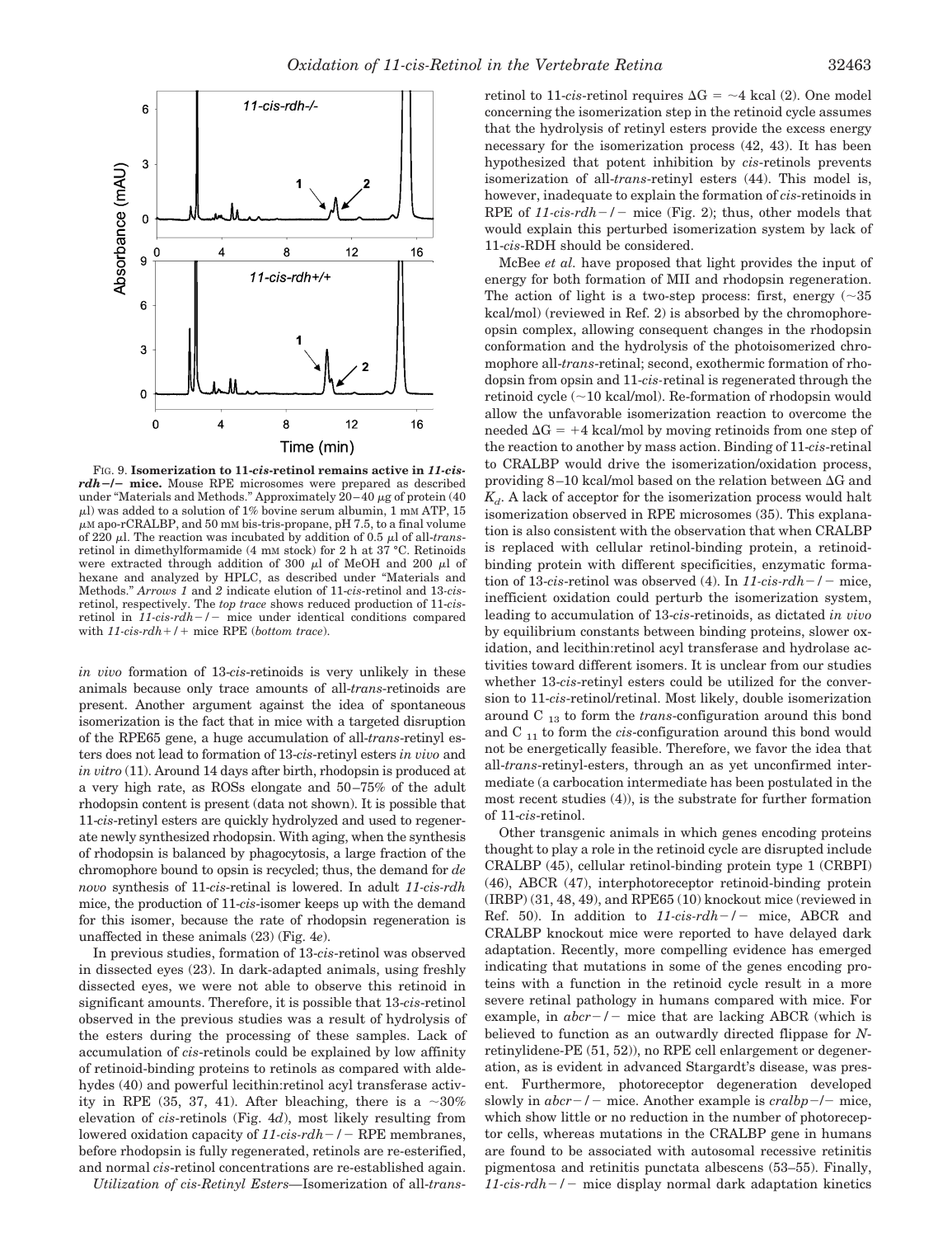FIG. 9. **Isomerization to 11-*cis*-retinol remains active in *11-cis-rdh*−/− mice.** Mouse RPE microsomes were prepared as described under "Materials and Methods." Approximately 20–40 μg of protein (40 μl) was added to a solution of 1% bovine serum albumin, 1 mM ATP, 15 μM apo-rCRALBP, and 50 mM bis-tris-propane, pH 7.5, to a final volume of 220 μl. The reaction was incubated by addition of 0.5 μl of all-*trans*-retinol in dimethylformamide (4 mM stock) for 2 h at 37 °C. Retinoids were extracted through addition of 300 μl of MeOH and 200 μl of hexane and analyzed by HPLC, as described under "Materials and Methods." *Arrows 1* and *2* indicate elution of 11-*cis*-retinol and 13-*cis*-retinol, respectively. The *top trace* shows reduced production of 11-*cis*-retinol in *11-cis-rdh*−/− mice under identical conditions compared with *11-cis-rdh*+/+ mice RPE (*bottom trace*).

*in vivo* formation of 13-*cis*-retinoids is very unlikely in these animals because only trace amounts of all-*trans*-retinoids are present. Another argument against the idea of spontaneous isomerization is the fact that in mice with a targeted disruption of the RPE65 gene, a huge accumulation of all-*trans*-retinyl esters does not lead to formation of 13-*cis*-retinyl esters *in vivo* and *in vitro* (11). Around 14 days after birth, rhodopsin is produced at a very high rate, as ROSs elongate and 50–75% of the adult rhodopsin content is present (data not shown). It is possible that 11-*cis*-retinyl esters are quickly hydrolyzed and used to regenerate newly synthesized rhodopsin. With aging, when the synthesis of rhodopsin is balanced by phagocytosis, a large fraction of the chromophore bound to opsin is recycled; thus, the demand for *de novo* synthesis of 11-*cis*-retinal is lowered. In adult *11-cis-rdh* mice, the production of 11-*cis*-isomer keeps up with the demand for this isomer, because the rate of rhodopsin regeneration is unaffected in these animals (23) (Fig. 4*e*).

In previous studies, formation of 13-*cis*-retinol was observed in dissected eyes (23). In dark-adapted animals, using freshly dissected eyes, we were not able to observe this retinoid in significant amounts. Therefore, it is possible that 13-*cis*-retinol observed in the previous studies was a result of hydrolysis of the esters during the processing of these samples. Lack of accumulation of *cis*-retinols could be explained by low affinity of retinoid-binding proteins to retinols as compared with aldehydes (40) and powerful lecithin:retinol acyl transferase activity in RPE (35, 37, 41). After bleaching, there is a ~30% elevation of *cis*-retinols (Fig. 4*d*), most likely resulting from lowered oxidation capacity of *11-cis-rdh*−/− RPE membranes, before rhodopsin is fully regenerated, retinols are re-esterified, and normal *cis*-retinol concentrations are re-established again.

*Utilization of cis-Retinyl Esters*—Isomerization of all-*trans*-retinol to 11-*cis*-retinol requires ΔG = ~4 kcal (2). One model concerning the isomerization step in the retinoid cycle assumes that the hydrolysis of retinyl esters provide the excess energy necessary for the isomerization process (42, 43). It has been hypothesized that potent inhibition by *cis*-retinols prevents isomerization of all-*trans*-retinyl esters (44). This model is, however, inadequate to explain the formation of *cis*-retinoids in RPE of *11-cis-rdh*−/− mice (Fig. 2); thus, other models that would explain this perturbed isomerization system by lack of 11-*cis*-RDH should be considered.

McBee *et al.* have proposed that light provides the input of energy for both formation of MII and rhodopsin regeneration. The action of light is a two-step process: first, energy (~35 kcal/mol) (reviewed in Ref. 2) is absorbed by the chromophore-opsin complex, allowing consequent changes in the rhodopsin conformation and the hydrolysis of the photoisomerized chromophore all-*trans*-retinal; second, exothermic formation of rhodopsin from opsin and 11-*cis*-retinal is regenerated through the retinoid cycle (~10 kcal/mol). Re-formation of rhodopsin would allow the unfavorable isomerization reaction to overcome the needed ΔG = +4 kcal/mol by moving retinoids from one step of the reaction to another by mass action. Binding of 11-*cis*-retinal to CRALBP would drive the isomerization/oxidation process, providing 8–10 kcal/mol based on the relation between ΔG and $K_d$. A lack of acceptor for the isomerization process would halt isomerization observed in RPE microsomes (35). This explanation is also consistent with the observation that when CRALBP is replaced with cellular retinol-binding protein, a retinoid-binding protein with different specificities, enzymatic formation of 13-*cis*-retinol was observed (4). In *11-cis-rdh*−/− mice, inefficient oxidation could perturb the isomerization system, leading to accumulation of 13-*cis*-retinoids, as dictated *in vivo* by equilibrium constants between binding proteins, slower oxidation, and lecithin:retinol acyl transferase and hydrolase activities toward different isomers. It is unclear from our studies whether 13-*cis*-retinyl esters could be utilized for the conversion to 11-*cis*-retinol/retinal. Most likely, double isomerization around C$_{13}$ to form the *trans*-configuration around this bond and C$_{11}$ to form the *cis*-configuration around this bond would not be energetically feasible. Therefore, we favor the idea that all-*trans*-retinyl-esters, through an as yet unconfirmed intermediate (a carbocation intermediate has been postulated in the most recent studies (4)), is the substrate for further formation of 11-*cis*-retinol.

Other transgenic animals in which genes encoding proteins thought to play a role in the retinoid cycle are disrupted include CRALBP (45), cellular retinol-binding protein type 1 (CRBPI) (46), ABCR (47), interphotoreceptor retinoid-binding protein (IRBP) (31, 48, 49), and RPE65 (10) knockout mice (reviewed in Ref. 50). In addition to *11-cis-rdh*−/− mice, ABCR and CRALBP knockout mice were reported to have delayed dark adaptation. Recently, more compelling evidence has emerged indicating that mutations in some of the genes encoding proteins with a function in the retinoid cycle result in a more severe retinal pathology in humans compared with mice. For example, in *abcr*−/− mice that are lacking ABCR (which is believed to function as an outwardly directed flippase for *N*-retinylidene-PE (51, 52)), no RPE cell enlargement or degeneration, as is evident in advanced Stargardt's disease, was present. Furthermore, photoreceptor degeneration developed slowly in *abcr*−/− mice. Another example is *cralbp*−/− mice, which show little or no reduction in the number of photoreceptor cells, whereas mutations in the CRALBP gene in humans are found to be associated with autosomal recessive retinitis pigmentosa and retinitis punctata albescens (53–55). Finally, *11-cis-rdh*−/− mice display normal dark adaptation kinetics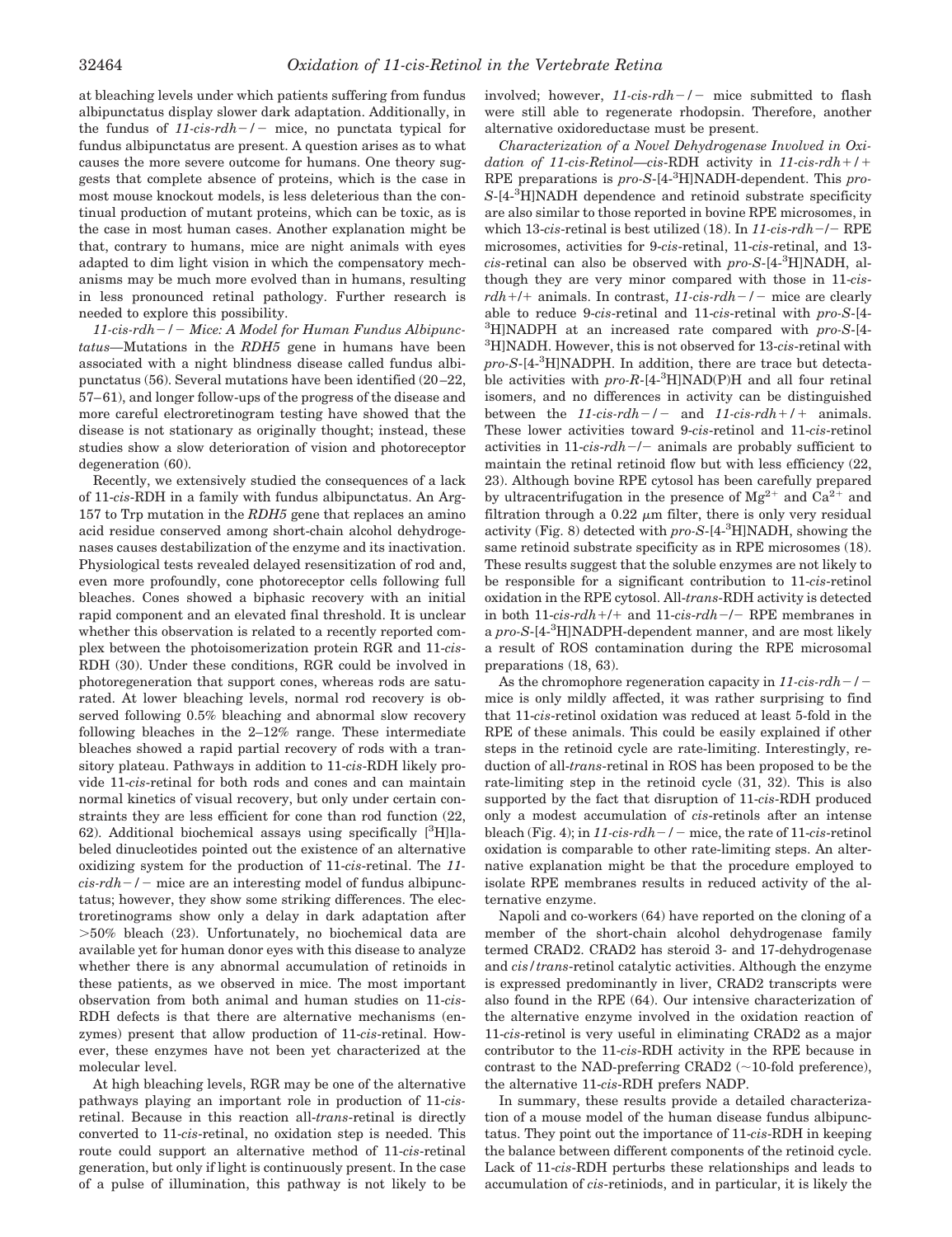at bleaching levels under which patients suffering from fundus albipunctatus display slower dark adaptation. Additionally, in the fundus of *11-cis-rdh−/−* mice, no punctata typical for fundus albipunctatus are present. A question arises as to what causes the more severe outcome for humans. One theory suggests that complete absence of proteins, which is the case in most mouse knockout models, is less deleterious than the continual production of mutant proteins, which can be toxic, as is the case in most human cases. Another explanation might be that, contrary to humans, mice are night animals with eyes adapted to dim light vision in which the compensatory mechanisms may be much more evolved than in humans, resulting in less pronounced retinal pathology. Further research is needed to explore this possibility.

*11-cis-rdh−/− Mice: A Model for Human Fundus Albipunctatus*—Mutations in the *RDH5* gene in humans have been associated with a night blindness disease called fundus albipunctatus (56). Several mutations have been identified (20–22, 57–61), and longer follow-ups of the progress of the disease and more careful electroretinogram testing have showed that the disease is not stationary as originally thought; instead, these studies show a slow deterioration of vision and photoreceptor degeneration (60).

Recently, we extensively studied the consequences of a lack of 11-*cis*-RDH in a family with fundus albipunctatus. An Arg-157 to Trp mutation in the *RDH5* gene that replaces an amino acid residue conserved among short-chain alcohol dehydrogenases causes destabilization of the enzyme and its inactivation. Physiological tests revealed delayed resensitization of rod and, even more profoundly, cone photoreceptor cells following full bleaches. Cones showed a biphasic recovery with an initial rapid component and an elevated final threshold. It is unclear whether this observation is related to a recently reported complex between the photoisomerization protein RGR and 11-*cis*-RDH (30). Under these conditions, RGR could be involved in photoregeneration that support cones, whereas rods are saturated. At lower bleaching levels, normal rod recovery is observed following 0.5% bleaching and abnormal slow recovery following bleaches in the 2–12% range. These intermediate bleaches showed a rapid partial recovery of rods with a transitory plateau. Pathways in addition to 11-*cis*-RDH likely provide 11-*cis*-retinal for both rods and cones and can maintain normal kinetics of visual recovery, but only under certain constraints they are less efficient for cone than rod function (22, 62). Additional biochemical assays using specifically [$^3$H]labeled dinucleotides pointed out the existence of an alternative oxidizing system for the production of 11-*cis*-retinal. The *11-cis-rdh−/−* mice are an interesting model of fundus albipunctatus; however, they show some striking differences. The electroretinograms show only a delay in dark adaptation after >50% bleach (23). Unfortunately, no biochemical data are available yet for human donor eyes with this disease to analyze whether there is any abnormal accumulation of retinoids in these patients, as we observed in mice. The most important observation from both animal and human studies on 11-*cis*-RDH defects is that there are alternative mechanisms (enzymes) present that allow production of 11-*cis*-retinal. However, these enzymes have not been yet characterized at the molecular level.

At high bleaching levels, RGR may be one of the alternative pathways playing an important role in production of 11-*cis*-retinal. Because in this reaction all-*trans*-retinal is directly converted to 11-*cis*-retinal, no oxidation step is needed. This route could support an alternative method of 11-*cis*-retinal generation, but only if light is continuously present. In the case of a pulse of illumination, this pathway is not likely to be involved; however, *11-cis-rdh−/−* mice submitted to flash were still able to regenerate rhodopsin. Therefore, another alternative oxidoreductase must be present.

*Characterization of a Novel Dehydrogenase Involved in Oxidation of 11-cis-Retinol*—*cis*-RDH activity in *11-cis-rdh+/+* RPE preparations is *pro-S*-[4-$^3$H]NADH-dependent. This *pro-S*-[4-$^3$H]NADH dependence and retinoid substrate specificity are also similar to those reported in bovine RPE microsomes, in which 13-*cis*-retinal is best utilized (18). In *11-cis-rdh−/−* RPE microsomes, activities for 9-*cis*-retinal, 11-*cis*-retinal, and 13-*cis*-retinal can also be observed with *pro-S*-[4-$^3$H]NADH, although they are very minor compared with those in *11-cis-rdh+/+* animals. In contrast, *11-cis-rdh−/−* mice are clearly able to reduce 9-*cis*-retinal and 11-*cis*-retinal with *pro-S*-[4-$^3$H]NADPH at an increased rate compared with *pro-S*-[4-$^3$H]NADH. However, this is not observed for 13-*cis*-retinal with *pro-S*-[4-$^3$H]NADPH. In addition, there are trace but detectable activities with *pro-R*-[4-$^3$H]NAD(P)H and all four retinal isomers, and no differences in activity can be distinguished between the *11-cis-rdh−/−* and *11-cis-rdh+/+* animals. These lower activities toward 9-*cis*-retinol and 11-*cis*-retinol activities in 11-*cis-rdh*−/− animals are probably sufficient to maintain the retinal retinoid flow but with less efficiency (22, 23). Although bovine RPE cytosol has been carefully prepared by ultracentrifugation in the presence of $Mg^{2+}$ and $Ca^{2+}$ and filtration through a 0.22 $\mu$m filter, there is only very residual activity (Fig. 8) detected with *pro-S*-[4-$^3$H]NADH, showing the same retinoid substrate specificity as in RPE microsomes (18). These results suggest that the soluble enzymes are not likely to be responsible for a significant contribution to 11-*cis*-retinol oxidation in the RPE cytosol. All-*trans*-RDH activity is detected in both 11-*cis-rdh*+/+ and 11-*cis-rdh*−/− RPE membranes in a *pro-S*-[4-$^3$H]NADPH-dependent manner, and are most likely a result of ROS contamination during the RPE microsomal preparations (18, 63).

As the chromophore regeneration capacity in *11-cis-rdh−/−* mice is only mildly affected, it was rather surprising to find that 11-*cis*-retinol oxidation was reduced at least 5-fold in the RPE of these animals. This could be easily explained if other steps in the retinoid cycle are rate-limiting. Interestingly, reduction of all-*trans*-retinal in ROS has been proposed to be the rate-limiting step in the retinoid cycle (31, 32). This is also supported by the fact that disruption of 11-*cis*-RDH produced only a modest accumulation of *cis*-retinols after an intense bleach (Fig. 4); in *11-cis-rdh−/−* mice, the rate of 11-*cis*-retinol oxidation is comparable to other rate-limiting steps. An alternative explanation might be that the procedure employed to isolate RPE membranes results in reduced activity of the alternative enzyme.

Napoli and co-workers (64) have reported on the cloning of a member of the short-chain alcohol dehydrogenase family termed CRAD2. CRAD2 has steroid 3- and 17-dehydrogenase and *cis*/*trans*-retinol catalytic activities. Although the enzyme is expressed predominantly in liver, CRAD2 transcripts were also found in the RPE (64). Our intensive characterization of the alternative enzyme involved in the oxidation reaction of 11-*cis*-retinol is very useful in eliminating CRAD2 as a major contributor to the 11-*cis*-RDH activity in the RPE because in contrast to the NAD-preferring CRAD2 (~10-fold preference), the alternative 11-*cis*-RDH prefers NADP.

In summary, these results provide a detailed characterization of a mouse model of the human disease fundus albipunctatus. They point out the importance of 11-*cis*-RDH in keeping the balance between different components of the retinoid cycle. Lack of 11-*cis*-RDH perturbs these relationships and leads to accumulation of *cis*-retiniods, and in particular, it is likely the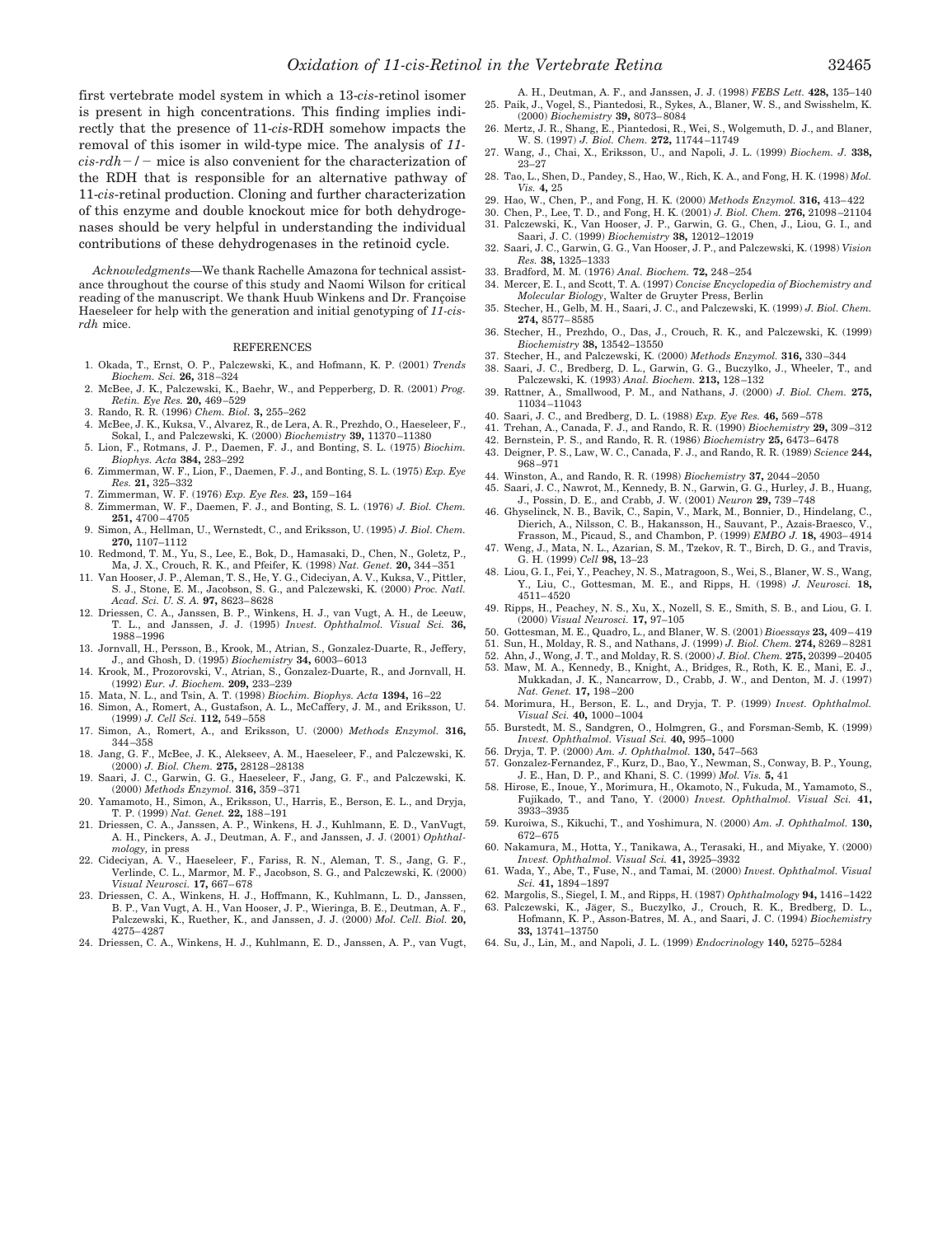first vertebrate model system in which a 13-*cis*-retinol isomer is present in high concentrations. This finding implies indirectly that the presence of 11-*cis*-RDH somehow impacts the removal of this isomer in wild-type mice. The analysis of *11-cis-rdh−/−* mice is also convenient for the characterization of the RDH that is responsible for an alternative pathway of 11-*cis*-retinal production. Cloning and further characterization of this enzyme and double knockout mice for both dehydrogenases should be very helpful in understanding the individual contributions of these dehydrogenases in the retinoid cycle.

*Acknowledgments*—We thank Rachelle Amazona for technical assistance throughout the course of this study and Naomi Wilson for critical reading of the manuscript. We thank Huub Winkens and Dr. Françoise Haeseleer for help with the generation and initial genotyping of *11-cis-rdh* mice.

## REFERENCES

1. Okada, T., Ernst, O. P., Palczewski, K., and Hofmann, K. P. (2001) *Trends Biochem. Sci.* **26,** 318–324
2. McBee, J. K., Palczewski, K., Baehr, W., and Pepperberg, D. R. (2001) *Prog. Retin. Eye Res.* **20,** 469–529
3. Rando, R. R. (1996) *Chem. Biol.* **3,** 255–262
4. McBee, J. K., Kuksa, V., Alvarez, R., de Lera, A. R., Prezhdo, O., Haeseleer, F., Sokal, I., and Palczewski, K. (2000) *Biochemistry* **39,** 11370–11380
5. Lion, F., Rotmans, J. P., Daemen, F. J., and Bonting, S. L. (1975) *Biochim. Biophys. Acta* **384,** 283–292
6. Zimmerman, W. F., Lion, F., Daemen, F. J., and Bonting, S. L. (1975) *Exp. Eye Res.* **21,** 325–332
7. Zimmerman, W. F. (1976) *Exp. Eye Res.* **23,** 159–164
8. Zimmerman, W. F., Daemen, F. J., and Bonting, S. L. (1976) *J. Biol. Chem.* **251,** 4700–4705
9. Simon, A., Hellman, U., Wernstedt, C., and Eriksson, U. (1995) *J. Biol. Chem.* **270,** 1107–1112
10. Redmond, T. M., Yu, S., Lee, E., Bok, D., Hamasaki, D., Chen, N., Goletz, P., Ma, J. X., Crouch, R. K., and Pfeifer, K. (1998) *Nat. Genet.* **20,** 344–351
11. Van Hooser, J. P., Aleman, T. S., He, Y. G., Cideciyan, A. V., Kuksa, V., Pittler, S. J., Stone, E. M., Jacobson, S. G., and Palczewski, K. (2000) *Proc. Natl. Acad. Sci. U. S. A.* **97,** 8623–8628
12. Driessen, C. A., Janssen, B. P., Winkens, H. J., van Vugt, A. H., de Leeuw, T. L., and Janssen, J. J. (1995) *Invest. Ophthalmol. Visual Sci.* **36,** 1988–1996
13. Jornvall, H., Persson, B., Krook, M., Atrian, S., Gonzalez-Duarte, R., Jeffery, J., and Ghosh, D. (1995) *Biochemistry* **34,** 6003–6013
14. Krook, M., Prozorovski, V., Atrian, S., Gonzalez-Duarte, R., and Jornvall, H. (1992) *Eur. J. Biochem.* **209,** 233–239
15. Mata, N. L., and Tsin, A. T. (1998) *Biochim. Biophys. Acta* **1394,** 16–22
16. Simon, A., Romert, A., Gustafson, A. L., McCaffery, J. M., and Eriksson, U. (1999) *J. Cell Sci.* **112,** 549–558
17. Simon, A., Romert, A., and Eriksson, U. (2000) *Methods Enzymol.* **316,** 344–358
18. Jang, G. F., McBee, J. K., Alekseev, A. M., Haeseleer, F., and Palczewski, K. (2000) *J. Biol. Chem.* **275,** 28128–28138
19. Saari, J. C., Garwin, G. G., Haeseleer, F., Jang, G. F., and Palczewski, K. (2000) *Methods Enzymol.* **316,** 359–371
20. Yamamoto, H., Simon, A., Eriksson, U., Harris, E., Berson, E. L., and Dryja, T. P. (1999) *Nat. Genet.* **22,** 188–191
21. Driessen, C. A., Janssen, A. P., Winkens, H. J., Kuhlmann, E. D., VanVugt, A. H., Pinckers, A. J., Deutman, A. F., and Janssen, J. J. (2001) *Ophthalmology,* in press
22. Cideciyan, A. V., Haeseleer, F., Fariss, R. N., Aleman, T. S., Jang, G. F., Verlinde, C. L., Marmor, M. F., Jacobson, S. G., and Palczewski, K. (2000) *Visual Neurosci.* **17,** 667–678
23. Driessen, C. A., Winkens, H. J., Hoffmann, K., Kuhlmann, L. D., Janssen, B. P., Van Vugt, A. H., Van Hooser, J. P., Wieringa, B. E., Deutman, A. F., Palczewski, K., Ruether, K., and Janssen, J. J. (2000) *Mol. Cell. Biol.* **20,** 4275–4287
24. Driessen, C. A., Winkens, H. J., Kuhlmann, E. D., Janssen, A. P., van Vugt, A. H., Deutman, A. F., and Janssen, J. J. (1998) *FEBS Lett.* **428,** 135–140
25. Paik, J., Vogel, S., Piantedosi, R., Sykes, A., Blaner, W. S., and Swisshelm, K. (2000) *Biochemistry* **39,** 8073–8084
26. Mertz, J. R., Shang, E., Piantedosi, R., Wei, S., Wolgemuth, D. J., and Blaner, W. S. (1997) *J. Biol. Chem.* **272,** 11744–11749
27. Wang, J., Chai, X., Eriksson, U., and Napoli, J. L. (1999) *Biochem. J.* **338,** 23–27
28. Tao, L., Shen, D., Pandey, S., Hao, W., Rich, K. A., and Fong, H. K. (1998) *Mol. Vis.* **4,** 25
29. Hao, W., Chen, P., and Fong, H. K. (2000) *Methods Enzymol.* **316,** 413–422
30. Chen, P., Lee, T. D., and Fong, H. K. (2001) *J. Biol. Chem.* **276,** 21098–21104
31. Palczewski, K., Van Hooser, J. P., Garwin, G. G., Chen, J., Liou, G. I., and Saari, J. C. (1999) *Biochemistry* **38,** 12012–12019
32. Saari, J. C., Garwin, G. G., Van Hooser, J. P., and Palczewski, K. (1998) *Vision Res.* **38,** 1325–1333
33. Bradford, M. M. (1976) *Anal. Biochem.* **72,** 248–254
34. Mercer, E. I., and Scott, T. A. (1997) *Concise Encyclopedia of Biochemistry and Molecular Biology*, Walter de Gruyter Press, Berlin
35. Stecher, H., Gelb, M. H., Saari, J. C., and Palczewski, K. (1999) *J. Biol. Chem.* **274,** 8577–8585
36. Stecher, H., Prezhdo, O., Das, J., Crouch, R. K., and Palczewski, K. (1999) *Biochemistry* **38,** 13542–13550
37. Stecher, H., and Palczewski, K. (2000) *Methods Enzymol.* **316,** 330–344
38. Saari, J. C., Bredberg, D. L., Garwin, G. G., Buczylko, J., Wheeler, T., and Palczewski, K. (1993) *Anal. Biochem.* **213,** 128–132
39. Rattner, A., Smallwood, P. M., and Nathans, J. (2000) *J. Biol. Chem.* **275,** 11034–11043
40. Saari, J. C., and Bredberg, D. L. (1988) *Exp. Eye Res.* **46,** 569–578
41. Trehan, A., Canada, F. J., and Rando, R. R. (1990) *Biochemistry* **29,** 309–312
42. Bernstein, P. S., and Rando, R. R. (1986) *Biochemistry* **25,** 6473–6478
43. Deigner, P. S., Law, W. C., Canada, F. J., and Rando, R. R. (1989) *Science* **244,** 968–971
44. Winston, A., and Rando, R. R. (1998) *Biochemistry* **37,** 2044–2050
45. Saari, J. C., Nawrot, M., Kennedy, B. N., Garwin, G. G., Hurley, J. B., Huang, J., Possin, D. E., and Crabb, J. W. (2001) *Neuron* **29,** 739–748
46. Ghyselinck, N. B., Bavik, C., Sapin, V., Mark, M., Bonnier, D., Hindelang, C., Dierich, A., Nilsson, C. B., Hakansson, H., Sauvant, P., Azais-Braesco, V., Frasson, M., Picaud, S., and Chambon, P. (1999) *EMBO J.* **18,** 4903–4914
47. Weng, J., Mata, N. L., Azarian, S. M., Tzekov, R. T., Birch, D. G., and Travis, G. H. (1999) *Cell* **98,** 13–23
48. Liou, G. I., Fei, Y., Peachey, N. S., Matragoon, S., Wei, S., Blaner, W. S., Wang, Y., Liu, C., Gottesman, M. E., and Ripps, H. (1998) *J. Neurosci.* **18,** 4511–4520
49. Ripps, H., Peachey, N. S., Xu, X., Nozell, S. E., Smith, S. B., and Liou, G. I. (2000) *Visual Neurosci.* **17,** 97–105
50. Gottesman, M. E., Quadro, L., and Blaner, W. S. (2001) *Bioessays* **23,** 409–419
51. Sun, H., Molday, R. S., and Nathans, J. (1999) *J. Biol. Chem.* **274,** 8269–8281
52. Ahn, J., Wong, J. T., and Molday, R. S. (2000) *J. Biol. Chem.* **275,** 20399–20405
53. Maw, M. A., Kennedy, B., Knight, A., Bridges, R., Roth, K. E., Mani, E. J., Mukkadan, J. K., Nancarrow, D., Crabb, J. W., and Denton, M. J. (1997) *Nat. Genet.* **17,** 198–200
54. Morimura, H., Berson, E. L., and Dryja, T. P. (1999) *Invest. Ophthalmol. Visual Sci.* **40,** 1000–1004
55. Burstedt, M. S., Sandgren, O., Holmgren, G., and Forsman-Semb, K. (1999) *Invest. Ophthalmol. Visual Sci.* **40,** 995–1000
56. Dryja, T. P. (2000) *Am. J. Ophthalmol.* **130,** 547–563
57. Gonzalez-Fernandez, F., Kurz, D., Bao, Y., Newman, S., Conway, B. P., Young, J. E., Han, D. P., and Khani, S. C. (1999) *Mol. Vis.* **5,** 41
58. Hirose, E., Inoue, Y., Morimura, H., Okamoto, N., Fukuda, M., Yamamoto, S., Fujikado, T., and Tano, Y. (2000) *Invest. Ophthalmol. Visual Sci.* **41,** 3933–3935
59. Kuroiwa, S., Kikuchi, T., and Yoshimura, N. (2000) *Am. J. Ophthalmol.* **130,** 672–675
60. Nakamura, M., Hotta, Y., Tanikawa, A., Terasaki, H., and Miyake, Y. (2000) *Invest. Ophthalmol. Visual Sci.* **41,** 3925–3932
61. Wada, Y., Abe, T., Fuse, N., and Tamai, M. (2000) *Invest. Ophthalmol. Visual Sci.* **41,** 1894–1897
62. Margolis, S., Siegel, I. M., and Ripps, H. (1987) *Ophthalmology* **94,** 1416–1422
63. Palczewski, K., Jäger, S., Buczylko, J., Crouch, R. K., Bredberg, D. L., Hofmann, K. P., Asson-Batres, M. A., and Saari, J. C. (1994) *Biochemistry* **33,** 13741–13750
64. Su, J., Lin, M., and Napoli, J. L. (1999) *Endocrinology* **140,** 5275–5284